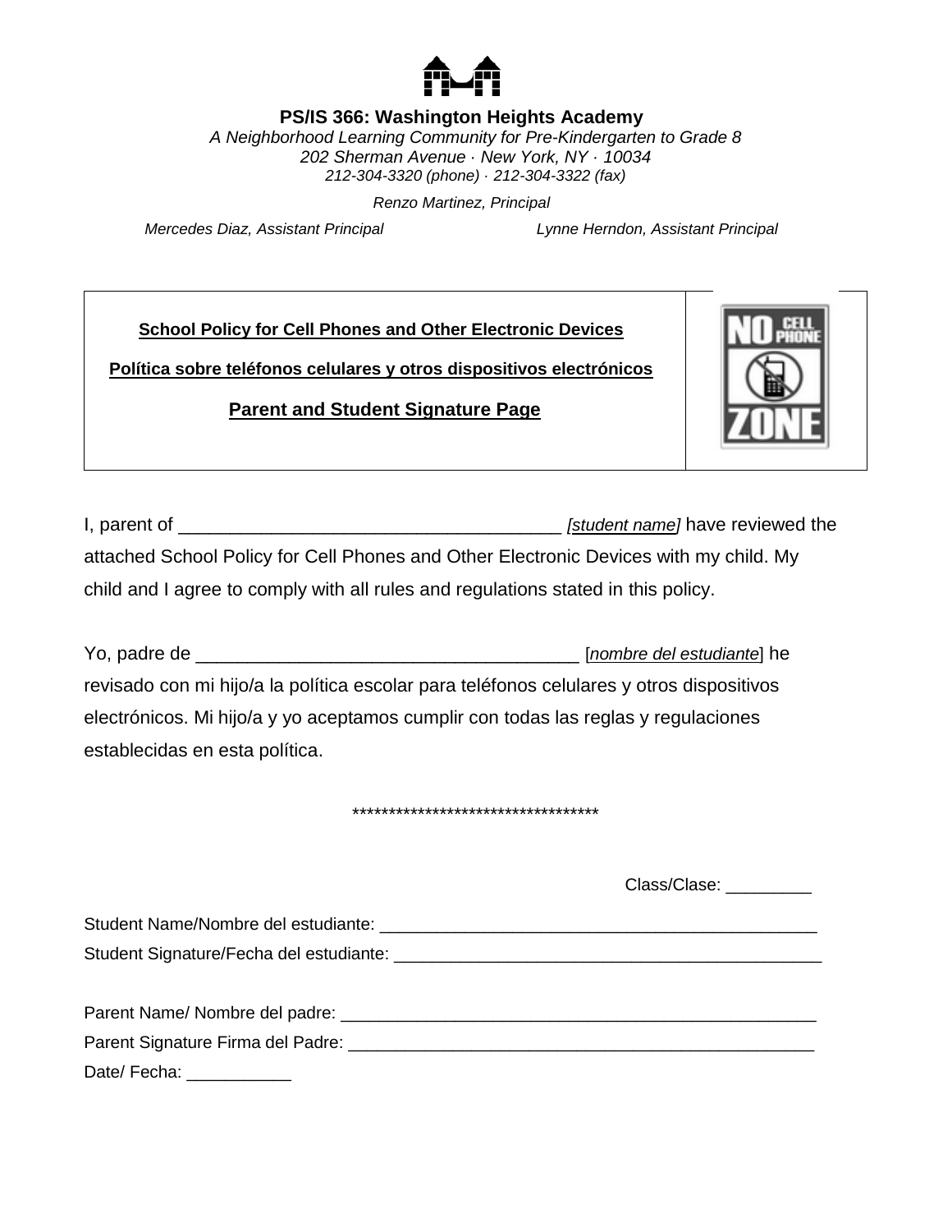**PS/IS 366: Washington Heights Academy**

*A Neighborhood Learning Community for Pre-Kindergarten to Grade 8*
*202 Sherman Avenue · New York, NY · 10034*
*212-304-3320 (phone) · 212-304-3322 (fax)*

*Renzo Martinez, Principal*

*Mercedes Diaz, Assistant Principal* *Lynne Herndon, Assistant Principal*

**School Policy for Cell Phones and Other Electronic Devices**

**Política sobre teléfonos celulares y otros dispositivos electrónicos**

**Parent and Student Signature Page**

I, parent of _____________________________________ *[student name]* have reviewed the attached School Policy for Cell Phones and Other Electronic Devices with my child. My child and I agree to comply with all rules and regulations stated in this policy.

Yo, padre de _____________________________________ [*nombre del estudiante*] he revisado con mi hijo/a la política escolar para teléfonos celulares y otros dispositivos electrónicos. Mi hijo/a y yo aceptamos cumplir con todas las reglas y regulaciones establecidas en esta política.

**********************************

Class/Clase: _________

Student Name/Nombre del estudiante: _____________________________________________

Student Signature/Fecha del estudiante: _____________________________________________

Parent Name/ Nombre del padre: _________________________________________________

Parent Signature Firma del Padre: _______________________________________________

Date/ Fecha: ___________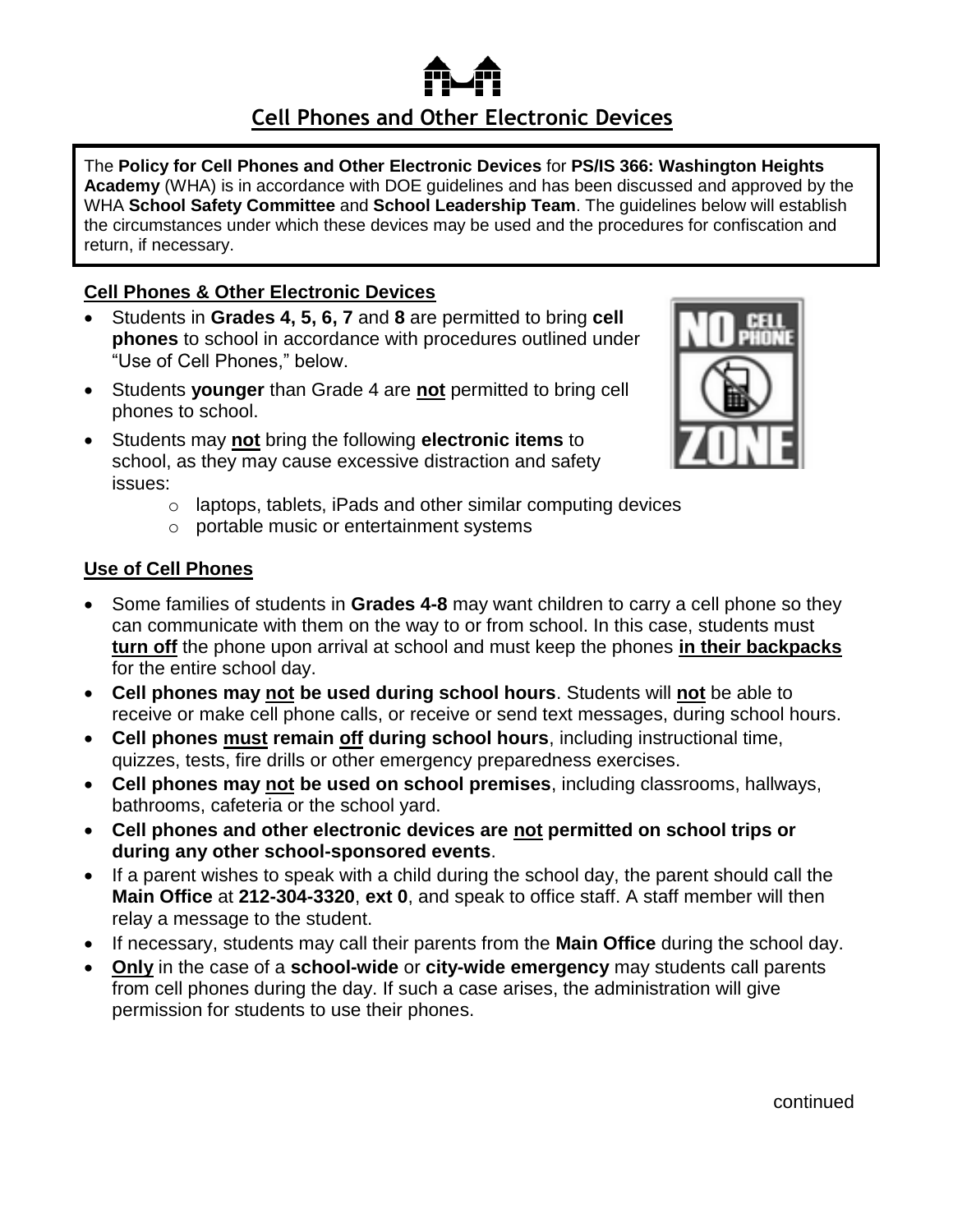## Cell Phones and Other Electronic Devices

The **Policy for Cell Phones and Other Electronic Devices** for **PS/IS 366: Washington Heights Academy** (WHA) is in accordance with DOE guidelines and has been discussed and approved by the WHA **School Safety Committee** and **School Leadership Team**. The guidelines below will establish the circumstances under which these devices may be used and the procedures for confiscation and return, if necessary.

### Cell Phones & Other Electronic Devices

- Students in **Grades 4, 5, 6, 7** and **8** are permitted to bring **cell phones** to school in accordance with procedures outlined under "Use of Cell Phones," below.
- Students **younger** than Grade 4 are **not** permitted to bring cell phones to school.
- Students may **not** bring the following **electronic items** to school, as they may cause excessive distraction and safety issues:
  - laptops, tablets, iPads and other similar computing devices
  - portable music or entertainment systems

### Use of Cell Phones

- Some families of students in **Grades 4-8** may want children to carry a cell phone so they can communicate with them on the way to or from school. In this case, students must **turn off** the phone upon arrival at school and must keep the phones **in their backpacks** for the entire school day.
- **Cell phones may not be used during school hours**. Students will **not** be able to receive or make cell phone calls, or receive or send text messages, during school hours.
- **Cell phones must remain off during school hours**, including instructional time, quizzes, tests, fire drills or other emergency preparedness exercises.
- **Cell phones may not be used on school premises**, including classrooms, hallways, bathrooms, cafeteria or the school yard.
- **Cell phones and other electronic devices are not permitted on school trips or during any other school-sponsored events**.
- If a parent wishes to speak with a child during the school day, the parent should call the **Main Office** at **212-304-3320**, **ext 0**, and speak to office staff. A staff member will then relay a message to the student.
- If necessary, students may call their parents from the **Main Office** during the school day.
- **Only** in the case of a **school-wide** or **city-wide emergency** may students call parents from cell phones during the day. If such a case arises, the administration will give permission for students to use their phones.

continued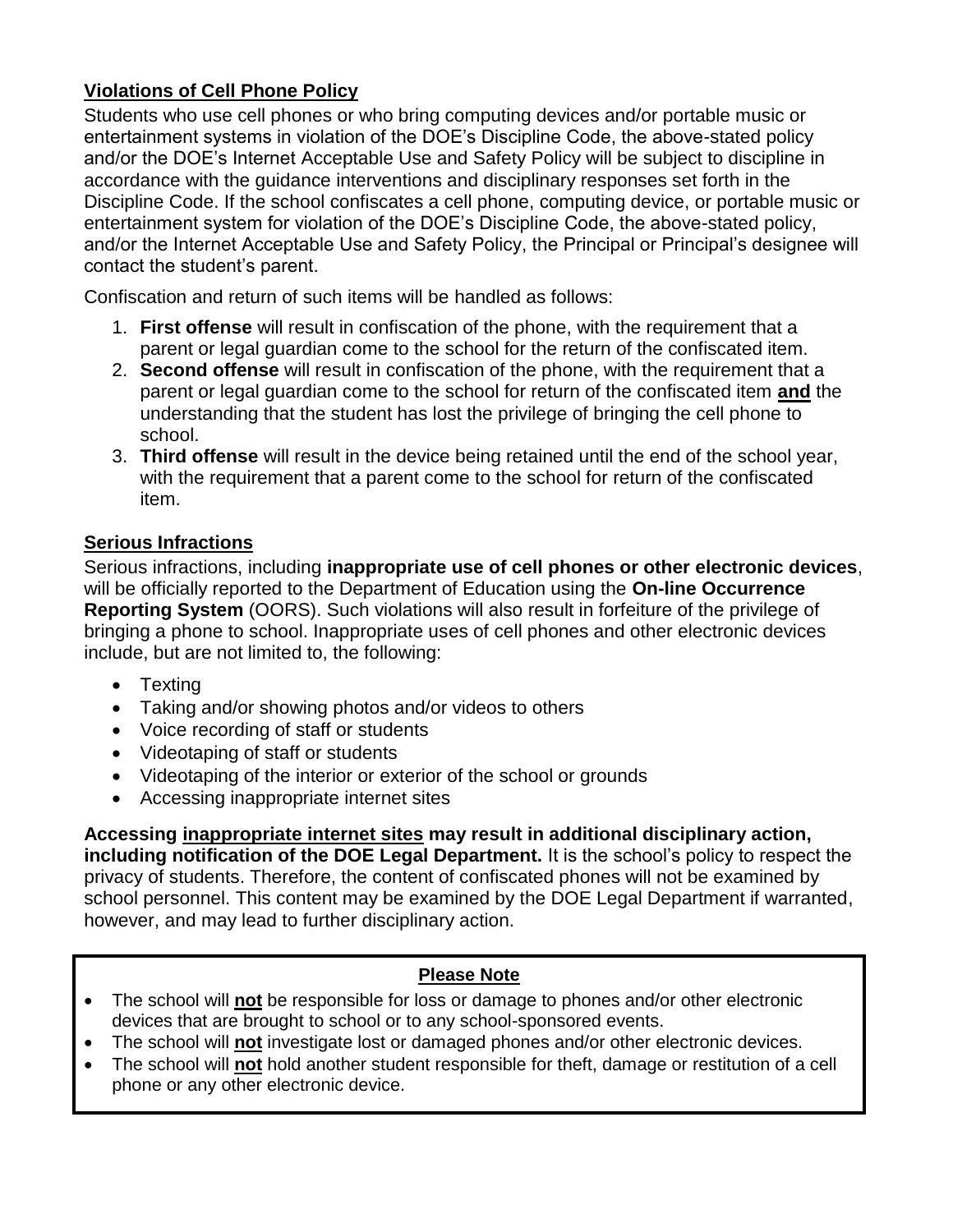## Violations of Cell Phone Policy

Students who use cell phones or who bring computing devices and/or portable music or entertainment systems in violation of the DOE's Discipline Code, the above-stated policy and/or the DOE's Internet Acceptable Use and Safety Policy will be subject to discipline in accordance with the guidance interventions and disciplinary responses set forth in the Discipline Code. If the school confiscates a cell phone, computing device, or portable music or entertainment system for violation of the DOE's Discipline Code, the above-stated policy, and/or the Internet Acceptable Use and Safety Policy, the Principal or Principal's designee will contact the student's parent.

Confiscation and return of such items will be handled as follows:

1. **First offense** will result in confiscation of the phone, with the requirement that a parent or legal guardian come to the school for the return of the confiscated item.
2. **Second offense** will result in confiscation of the phone, with the requirement that a parent or legal guardian come to the school for return of the confiscated item **and** the understanding that the student has lost the privilege of bringing the cell phone to school.
3. **Third offense** will result in the device being retained until the end of the school year, with the requirement that a parent come to the school for return of the confiscated item.

## Serious Infractions

Serious infractions, including **inappropriate use of cell phones or other electronic devices**, will be officially reported to the Department of Education using the **On-line Occurrence Reporting System** (OORS). Such violations will also result in forfeiture of the privilege of bringing a phone to school. Inappropriate uses of cell phones and other electronic devices include, but are not limited to, the following:

- Texting
- Taking and/or showing photos and/or videos to others
- Voice recording of staff or students
- Videotaping of staff or students
- Videotaping of the interior or exterior of the school or grounds
- Accessing inappropriate internet sites

**Accessing inappropriate internet sites may result in additional disciplinary action, including notification of the DOE Legal Department.** It is the school's policy to respect the privacy of students. Therefore, the content of confiscated phones will not be examined by school personnel. This content may be examined by the DOE Legal Department if warranted, however, and may lead to further disciplinary action.

**Please Note**

- The school will **not** be responsible for loss or damage to phones and/or other electronic devices that are brought to school or to any school-sponsored events.
- The school will **not** investigate lost or damaged phones and/or other electronic devices.
- The school will **not** hold another student responsible for theft, damage or restitution of a cell phone or any other electronic device.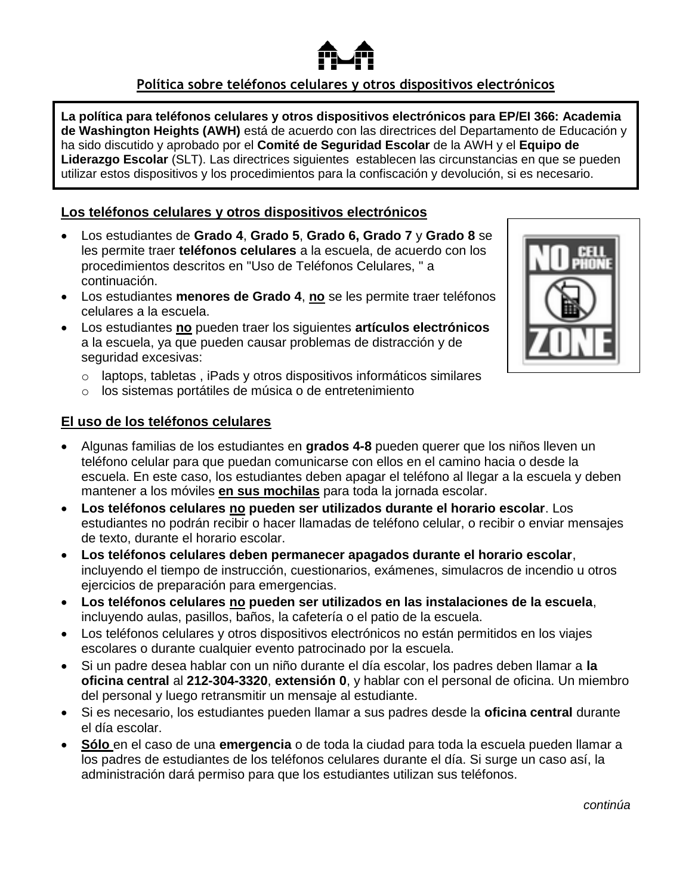## Política sobre teléfonos celulares y otros dispositivos electrónicos

**La política para teléfonos celulares y otros dispositivos electrónicos para EP/EI 366: Academia de Washington Heights (AWH)** está de acuerdo con las directrices del Departamento de Educación y ha sido discutido y aprobado por el **Comité de Seguridad Escolar** de la AWH y el **Equipo de Liderazgo Escolar** (SLT). Las directrices siguientes establecen las circunstancias en que se pueden utilizar estos dispositivos y los procedimientos para la confiscación y devolución, si es necesario.

### Los teléfonos celulares y otros dispositivos electrónicos

- Los estudiantes de **Grado 4**, **Grado 5**, **Grado 6, Grado 7** y **Grado 8** se les permite traer **teléfonos celulares** a la escuela, de acuerdo con los procedimientos descritos en "Uso de Teléfonos Celulares, " a continuación.
- Los estudiantes **menores de Grado 4**, **no** se les permite traer teléfonos celulares a la escuela.
- Los estudiantes **no** pueden traer los siguientes **artículos electrónicos** a la escuela, ya que pueden causar problemas de distracción y de seguridad excesivas:
  - laptops, tabletas , iPads y otros dispositivos informáticos similares
  - los sistemas portátiles de música o de entretenimiento

### El uso de los teléfonos celulares

- Algunas familias de los estudiantes en **grados 4-8** pueden querer que los niños lleven un teléfono celular para que puedan comunicarse con ellos en el camino hacia o desde la escuela. En este caso, los estudiantes deben apagar el teléfono al llegar a la escuela y deben mantener a los móviles **en sus mochilas** para toda la jornada escolar.
- **Los teléfonos celulares no pueden ser utilizados durante el horario escolar**. Los estudiantes no podrán recibir o hacer llamadas de teléfono celular, o recibir o enviar mensajes de texto, durante el horario escolar.
- **Los teléfonos celulares deben permanecer apagados durante el horario escolar**, incluyendo el tiempo de instrucción, cuestionarios, exámenes, simulacros de incendio u otros ejercicios de preparación para emergencias.
- **Los teléfonos celulares no pueden ser utilizados en las instalaciones de la escuela**, incluyendo aulas, pasillos, baños, la cafetería o el patio de la escuela.
- Los teléfonos celulares y otros dispositivos electrónicos no están permitidos en los viajes escolares o durante cualquier evento patrocinado por la escuela.
- Si un padre desea hablar con un niño durante el día escolar, los padres deben llamar a **la oficina central** al **212-304-3320**, **extensión 0**, y hablar con el personal de oficina. Un miembro del personal y luego retransmitir un mensaje al estudiante.
- Si es necesario, los estudiantes pueden llamar a sus padres desde la **oficina central** durante el día escolar.
- **Sólo** en el caso de una **emergencia** o de toda la ciudad para toda la escuela pueden llamar a los padres de estudiantes de los teléfonos celulares durante el día. Si surge un caso así, la administración dará permiso para que los estudiantes utilizan sus teléfonos.

*continúa*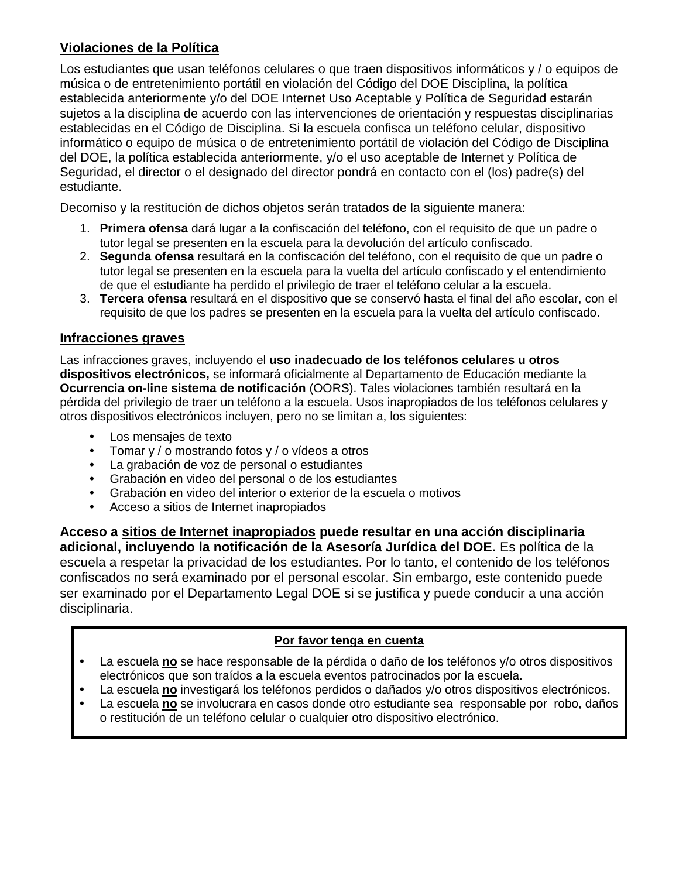## Violaciones de la Política

Los estudiantes que usan teléfonos celulares o que traen dispositivos informáticos y / o equipos de música o de entretenimiento portátil en violación del Código del DOE Disciplina, la política establecida anteriormente y/o del DOE Internet Uso Aceptable y Política de Seguridad estarán sujetos a la disciplina de acuerdo con las intervenciones de orientación y respuestas disciplinarias establecidas en el Código de Disciplina. Si la escuela confisca un teléfono celular, dispositivo informático o equipo de música o de entretenimiento portátil de violación del Código de Disciplina del DOE, la política establecida anteriormente, y/o el uso aceptable de Internet y Política de Seguridad, el director o el designado del director pondrá en contacto con el (los) padre(s) del estudiante.

Decomiso y la restitución de dichos objetos serán tratados de la siguiente manera:

1. **Primera ofensa** dará lugar a la confiscación del teléfono, con el requisito de que un padre o tutor legal se presenten en la escuela para la devolución del artículo confiscado.
2. **Segunda ofensa** resultará en la confiscación del teléfono, con el requisito de que un padre o tutor legal se presenten en la escuela para la vuelta del artículo confiscado y el entendimiento de que el estudiante ha perdido el privilegio de traer el teléfono celular a la escuela.
3. **Tercera ofensa** resultará en el dispositivo que se conservó hasta el final del año escolar, con el requisito de que los padres se presenten en la escuela para la vuelta del artículo confiscado.

## Infracciones graves

Las infracciones graves, incluyendo el **uso inadecuado de los teléfonos celulares u otros dispositivos electrónicos,** se informará oficialmente al Departamento de Educación mediante la **Ocurrencia on-line sistema de notificación** (OORS). Tales violaciones también resultará en la pérdida del privilegio de traer un teléfono a la escuela. Usos inapropiados de los teléfonos celulares y otros dispositivos electrónicos incluyen, pero no se limitan a, los siguientes:

- Los mensajes de texto
- Tomar y / o mostrando fotos y / o vídeos a otros
- La grabación de voz de personal o estudiantes
- Grabación en video del personal o de los estudiantes
- Grabación en video del interior o exterior de la escuela o motivos
- Acceso a sitios de Internet inapropiados

**Acceso a sitios de Internet inapropiados puede resultar en una acción disciplinaria adicional, incluyendo la notificación de la Asesoría Jurídica del DOE.** Es política de la escuela a respetar la privacidad de los estudiantes. Por lo tanto, el contenido de los teléfonos confiscados no será examinado por el personal escolar. Sin embargo, este contenido puede ser examinado por el Departamento Legal DOE si se justifica y puede conducir a una acción disciplinaria.

**Por favor tenga en cuenta**

- La escuela **no** se hace responsable de la pérdida o daño de los teléfonos y/o otros dispositivos electrónicos que son traídos a la escuela eventos patrocinados por la escuela.
- La escuela **no** investigará los teléfonos perdidos o dañados y/o otros dispositivos electrónicos.
- La escuela **no** se involucrara en casos donde otro estudiante sea responsable por robo, daños o restitución de un teléfono celular o cualquier otro dispositivo electrónico.